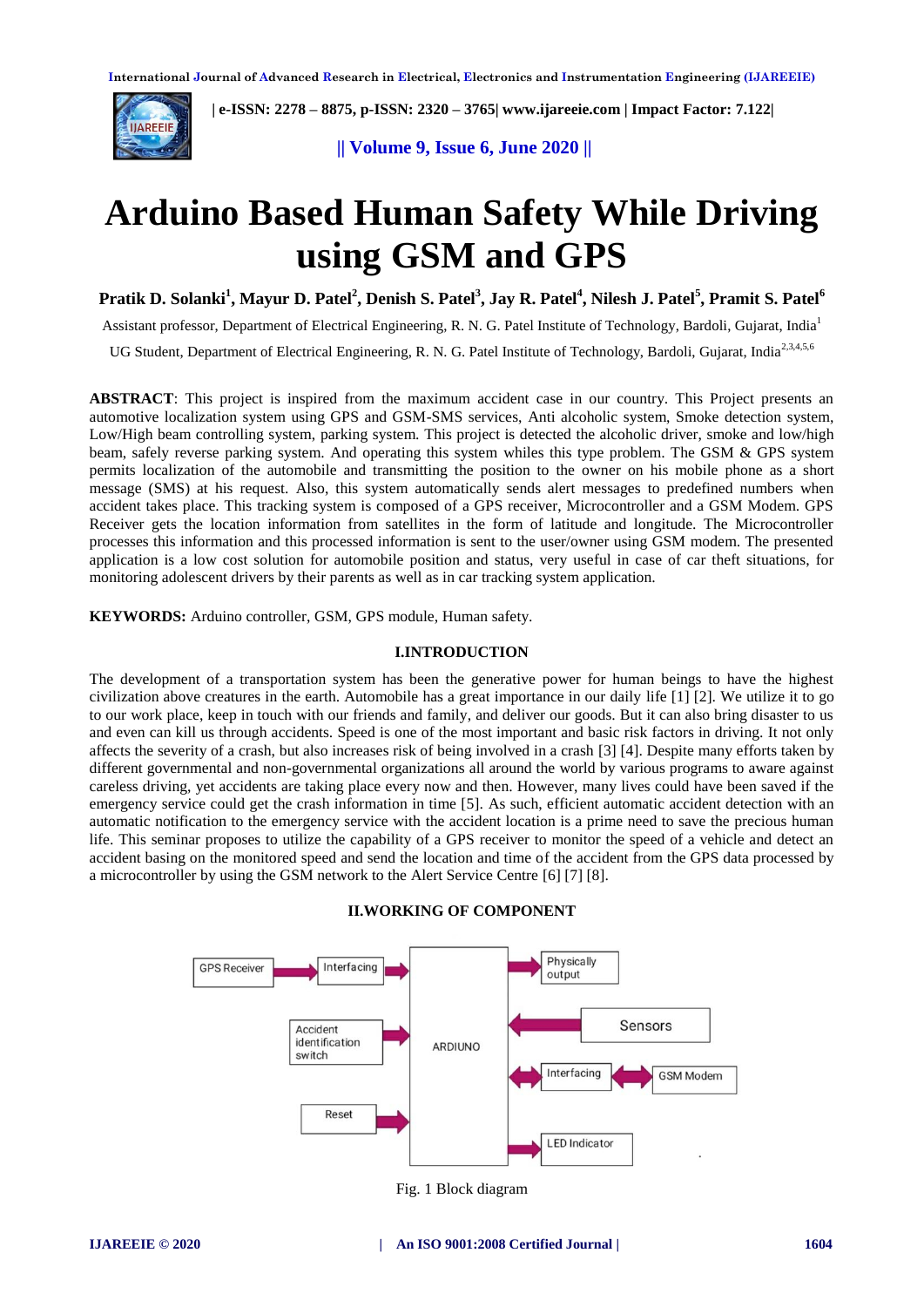# Arduino Based Human Safety While Driving using GSM and GPS

**Pratik D. Solanki[1], Mayur D. Patel[2], Denish S. Patel[3], Jay R. Patel[4], Nilesh J. Patel[5], Pramit S. Patel[6]**

Assistant professor, Department of Electrical Engineering, R. N. G. Patel Institute of Technology, Bardoli, Gujarat, India[1]

UG Student, Department of Electrical Engineering, R. N. G. Patel Institute of Technology, Bardoli, Gujarat, India[2,3,4,5,6]

**ABSTRACT**: This project is inspired from the maximum accident case in our country. This Project presents an automotive localization system using GPS and GSM-SMS services, Anti alcoholic system, Smoke detection system, Low/High beam controlling system, parking system. This project is detected the alcoholic driver, smoke and low/high beam, safely reverse parking system. And operating this system whiles this type problem. The GSM & GPS system permits localization of the automobile and transmitting the position to the owner on his mobile phone as a short message (SMS) at his request. Also, this system automatically sends alert messages to predefined numbers when accident takes place. This tracking system is composed of a GPS receiver, Microcontroller and a GSM Modem. GPS Receiver gets the location information from satellites in the form of latitude and longitude. The Microcontroller processes this information and this processed information is sent to the user/owner using GSM modem. The presented application is a low cost solution for automobile position and status, very useful in case of car theft situations, for monitoring adolescent drivers by their parents as well as in car tracking system application.

**KEYWORDS:** Arduino controller, GSM, GPS module, Human safety.

## I.INTRODUCTION

The development of a transportation system has been the generative power for human beings to have the highest civilization above creatures in the earth. Automobile has a great importance in our daily life [1] [2]. We utilize it to go to our work place, keep in touch with our friends and family, and deliver our goods. But it can also bring disaster to us and even can kill us through accidents. Speed is one of the most important and basic risk factors in driving. It not only affects the severity of a crash, but also increases risk of being involved in a crash [3] [4]. Despite many efforts taken by different governmental and non-governmental organizations all around the world by various programs to aware against careless driving, yet accidents are taking place every now and then. However, many lives could have been saved if the emergency service could get the crash information in time [5]. As such, efficient automatic accident detection with an automatic notification to the emergency service with the accident location is a prime need to save the precious human life. This seminar proposes to utilize the capability of a GPS receiver to monitor the speed of a vehicle and detect an accident basing on the monitored speed and send the location and time of the accident from the GPS data processed by a microcontroller by using the GSM network to the Alert Service Centre [6] [7] [8].

## II.WORKING OF COMPONENT

GPS Receiver → Interfacing → ARDIUNO

Accident identification switch → ARDIUNO

Reset → ARDIUNO

ARDIUNO → Physically output

Sensors → ARDIUNO

ARDIUNO ↔ Interfacing ↔ GSM Modem

ARDIUNO → LED Indicator

Fig. 1 Block diagram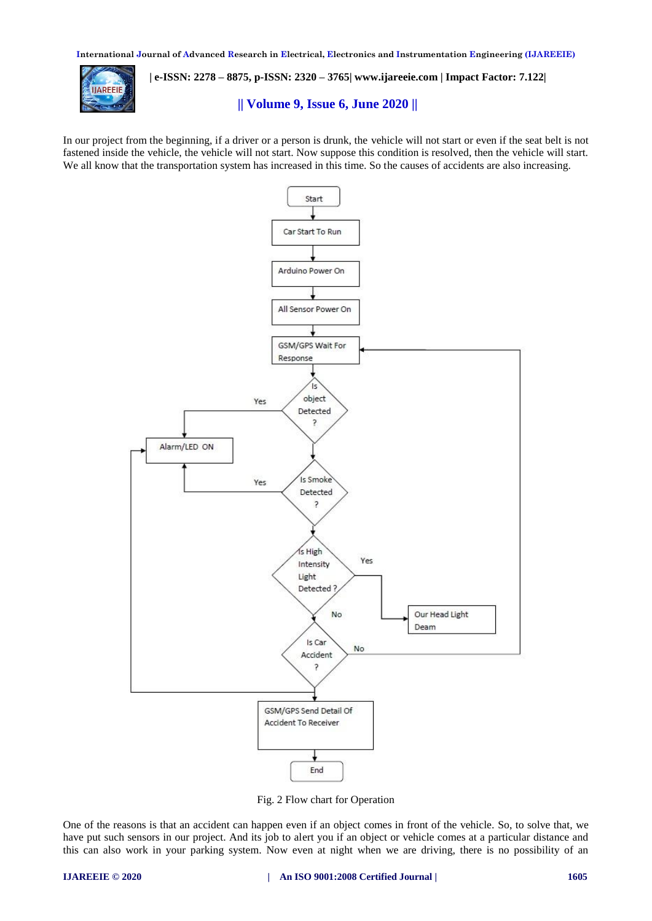In our project from the beginning, if a driver or a person is drunk, the vehicle will not start or even if the seat belt is not fastened inside the vehicle, the vehicle will not start. Now suppose this condition is resolved, then the vehicle will start. We all know that the transportation system has increased in this time. So the causes of accidents are also increasing.

Fig. 2 Flow chart for Operation

One of the reasons is that an accident can happen even if an object comes in front of the vehicle. So, to solve that, we have put such sensors in our project. And its job to alert you if an object or vehicle comes at a particular distance and this can also work in your parking system. Now even at night when we are driving, there is no possibility of an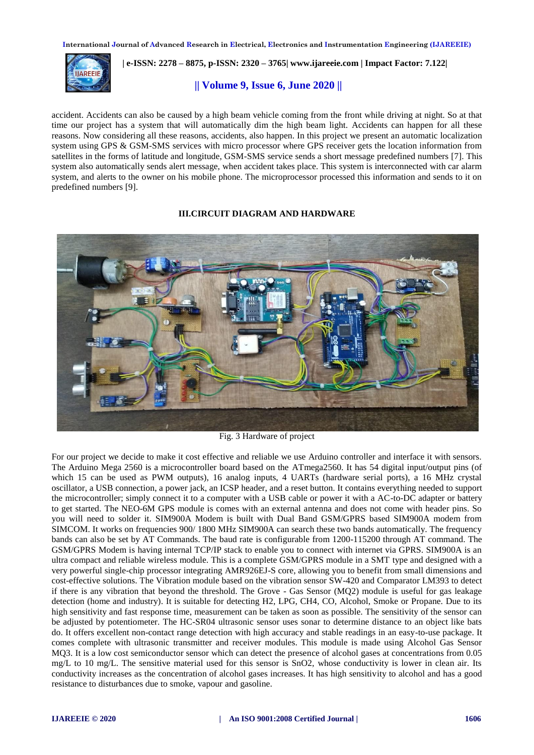accident. Accidents can also be caused by a high beam vehicle coming from the front while driving at night. So at that time our project has a system that will automatically dim the high beam light. Accidents can happen for all these reasons. Now considering all these reasons, accidents, also happen. In this project we present an automatic localization system using GPS & GSM-SMS services with micro processor where GPS receiver gets the location information from satellites in the forms of latitude and longitude, GSM-SMS service sends a short message predefined numbers [7]. This system also automatically sends alert message, when accident takes place. This system is interconnected with car alarm system, and alerts to the owner on his mobile phone. The microprocessor processed this information and sends to it on predefined numbers [9].

## III.CIRCUIT DIAGRAM AND HARDWARE

Fig. 3 Hardware of project

For our project we decide to make it cost effective and reliable we use Arduino controller and interface it with sensors. The Arduino Mega 2560 is a microcontroller board based on the ATmega2560. It has 54 digital input/output pins (of which 15 can be used as PWM outputs), 16 analog inputs, 4 UARTs (hardware serial ports), a 16 MHz crystal oscillator, a USB connection, a power jack, an ICSP header, and a reset button. It contains everything needed to support the microcontroller; simply connect it to a computer with a USB cable or power it with a AC-to-DC adapter or battery to get started. The NEO-6M GPS module is comes with an external antenna and does not come with header pins. So you will need to solder it. SIM900A Modem is built with Dual Band GSM/GPRS based SIM900A modem from SIMCOM. It works on frequencies 900/ 1800 MHz SIM900A can search these two bands automatically. The frequency bands can also be set by AT Commands. The baud rate is configurable from 1200-115200 through AT command. The GSM/GPRS Modem is having internal TCP/IP stack to enable you to connect with internet via GPRS. SIM900A is an ultra compact and reliable wireless module. This is a complete GSM/GPRS module in a SMT type and designed with a very powerful single-chip processor integrating AMR926EJ-S core, allowing you to benefit from small dimensions and cost-effective solutions. The Vibration module based on the vibration sensor SW-420 and Comparator LM393 to detect if there is any vibration that beyond the threshold. The Grove - Gas Sensor (MQ2) module is useful for gas leakage detection (home and industry). It is suitable for detecting H2, LPG, CH4, CO, Alcohol, Smoke or Propane. Due to its high sensitivity and fast response time, measurement can be taken as soon as possible. The sensitivity of the sensor can be adjusted by potentiometer. The HC-SR04 ultrasonic sensor uses sonar to determine distance to an object like bats do. It offers excellent non-contact range detection with high accuracy and stable readings in an easy-to-use package. It comes complete with ultrasonic transmitter and receiver modules. This module is made using Alcohol Gas Sensor MQ3. It is a low cost semiconductor sensor which can detect the presence of alcohol gases at concentrations from 0.05 mg/L to 10 mg/L. The sensitive material used for this sensor is SnO2, whose conductivity is lower in clean air. Its conductivity increases as the concentration of alcohol gases increases. It has high sensitivity to alcohol and has a good resistance to disturbances due to smoke, vapour and gasoline.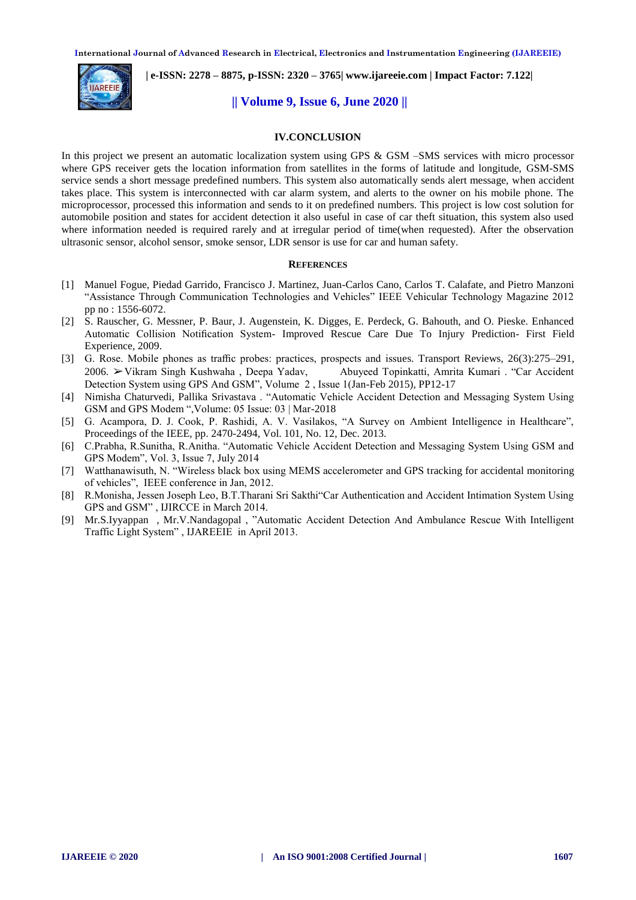## IV.CONCLUSION

In this project we present an automatic localization system using GPS & GSM –SMS services with micro processor where GPS receiver gets the location information from satellites in the forms of latitude and longitude, GSM-SMS service sends a short message predefined numbers. This system also automatically sends alert message, when accident takes place. This system is interconnected with car alarm system, and alerts to the owner on his mobile phone. The microprocessor, processed this information and sends to it on predefined numbers. This project is low cost solution for automobile position and states for accident detection it also useful in case of car theft situation, this system also used where information needed is required rarely and at irregular period of time(when requested). After the observation ultrasonic sensor, alcohol sensor, smoke sensor, LDR sensor is use for car and human safety.

## REFERENCES

[1] Manuel Fogue, Piedad Garrido, Francisco J. Martinez, Juan-Carlos Cano, Carlos T. Calafate, and Pietro Manzoni "Assistance Through Communication Technologies and Vehicles" IEEE Vehicular Technology Magazine 2012 pp no : 1556-6072.

[2] S. Rauscher, G. Messner, P. Baur, J. Augenstein, K. Digges, E. Perdeck, G. Bahouth, and O. Pieske. Enhanced Automatic Collision Notification System- Improved Rescue Care Due To Injury Prediction- First Field Experience, 2009.

[3] G. Rose. Mobile phones as traffic probes: practices, prospects and issues. Transport Reviews, 26(3):275–291, 2006. ➢Vikram Singh Kushwaha , Deepa Yadav, Abuyeed Topinkatti, Amrita Kumari . "Car Accident Detection System using GPS And GSM", Volume 2 , Issue 1(Jan-Feb 2015), PP12-17

[4] Nimisha Chaturvedi, Pallika Srivastava . "Automatic Vehicle Accident Detection and Messaging System Using GSM and GPS Modem ",Volume: 05 Issue: 03 | Mar-2018

[5] G. Acampora, D. J. Cook, P. Rashidi, A. V. Vasilakos, "A Survey on Ambient Intelligence in Healthcare", Proceedings of the IEEE, pp. 2470-2494, Vol. 101, No. 12, Dec. 2013.

[6] C.Prabha, R.Sunitha, R.Anitha. "Automatic Vehicle Accident Detection and Messaging System Using GSM and GPS Modem", Vol. 3, Issue 7, July 2014

[7] Watthanawisuth, N. "Wireless black box using MEMS accelerometer and GPS tracking for accidental monitoring of vehicles", IEEE conference in Jan, 2012.

[8] R.Monisha, Jessen Joseph Leo, B.T.Tharani Sri Sakthi"Car Authentication and Accident Intimation System Using GPS and GSM" , IJIRCCE in March 2014.

[9] Mr.S.Iyyappan , Mr.V.Nandagopal , "Automatic Accident Detection And Ambulance Rescue With Intelligent Traffic Light System" , IJAREEIE in April 2013.